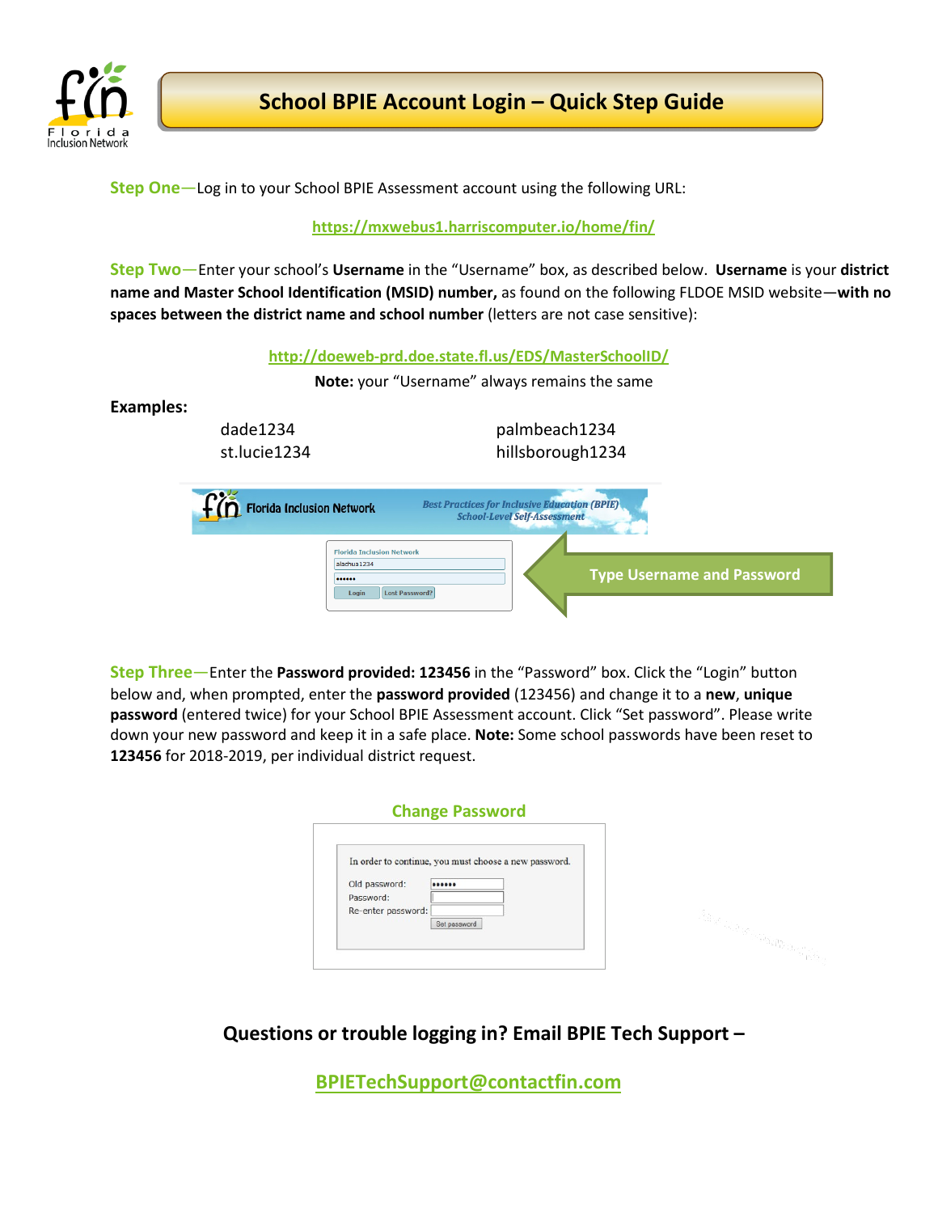# School BPIE Account Login – Quick Step Guide

**Step One**—Log in to your School BPIE Assessment account using the following URL:

https://mxwebus1.harriscomputer.io/home/fin/

**Step Two**—Enter your school's **Username** in the "Username" box, as described below. **Username** is your **district name and Master School Identification (MSID) number,** as found on the following FLDOE MSID website—**with no spaces between the district name and school number** (letters are not case sensitive):

http://doeweb-prd.doe.state.fl.us/EDS/MasterSchoolID/

**Note:** your "Username" always remains the same

**Examples:**

dade1234
st.lucie1234
palmbeach1234
hillsborough1234

Type Username and Password

**Step Three**—Enter the **Password provided: 123456** in the "Password" box. Click the "Login" button below and, when prompted, enter the **password provided** (123456) and change it to a **new**, **unique password** (entered twice) for your School BPIE Assessment account. Click "Set password". Please write down your new password and keep it in a safe place. **Note:** Some school passwords have been reset to **123456** for 2018-2019, per individual district request.

**Change Password**

**Questions or trouble logging in? Email BPIE Tech Support –**

**BPIETechSupport@contactfin.com**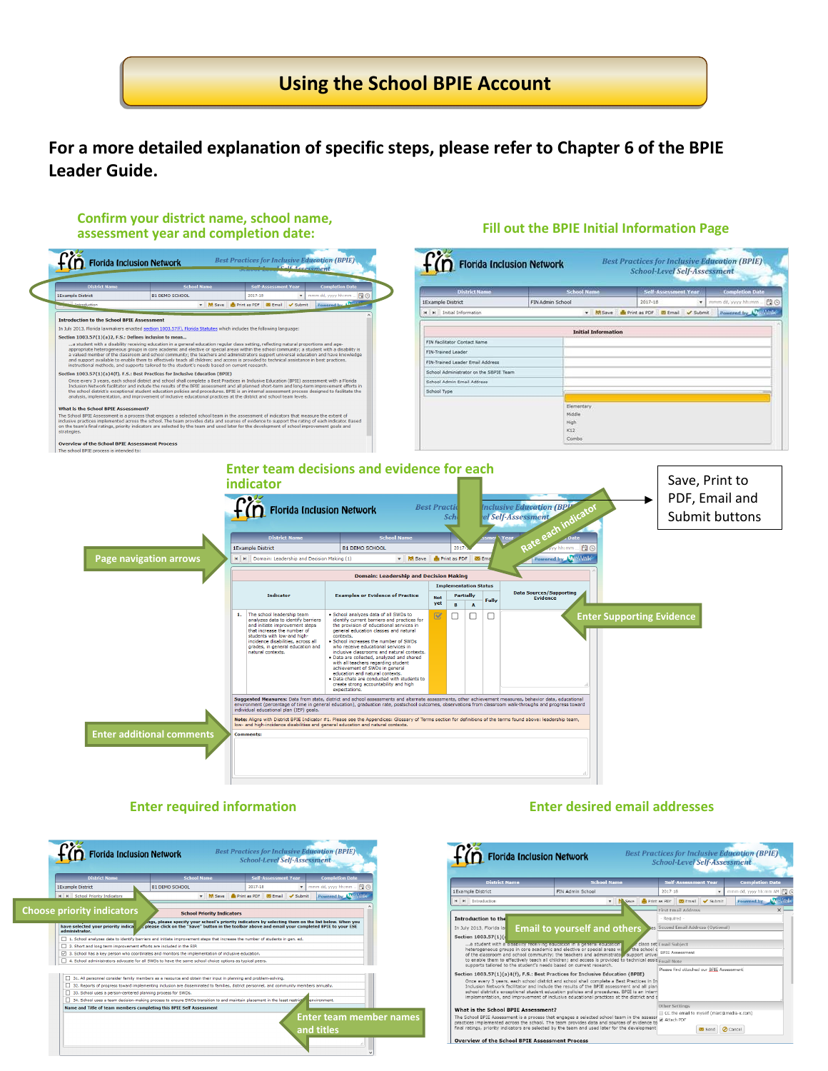# Using the School BPIE Account

**For a more detailed explanation of specific steps, please refer to Chapter 6 of the BPIE Leader Guide.**

## Confirm your district name, school name, assessment year and completion date:

## Fill out the BPIE Initial Information Page

## Enter team decisions and evidence for each indicator

Save, Print to PDF, Email and Submit buttons

Page navigation arrows

Rate each indicator

Enter Supporting Evidence

Enter additional comments

## Enter required information

Choose priority indicators

Enter team member names and titles

## Enter desired email addresses

Email to yourself and others